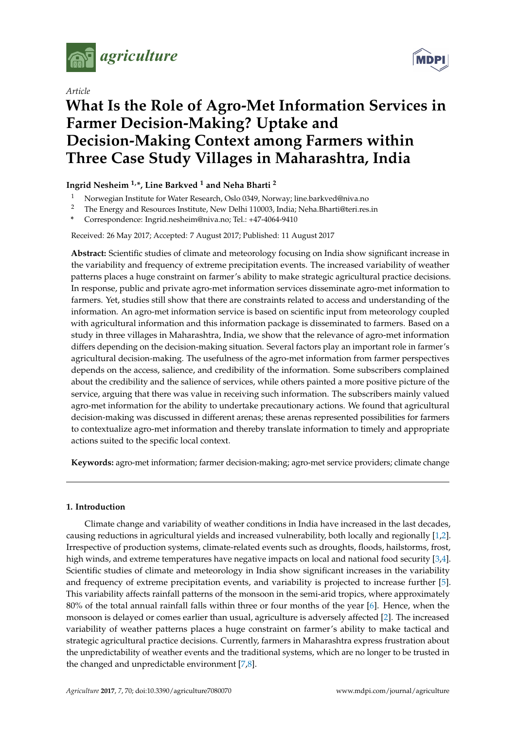*Article*

# What Is the Role of Agro-Met Information Services in Farmer Decision-Making? Uptake and Decision-Making Context among Farmers within Three Case Study Villages in Maharashtra, India

**Ingrid Nesheim [1,*], Line Barkved [1] and Neha Bharti [2]**

[1] Norwegian Institute for Water Research, Oslo 0349, Norway; line.barkved@niva.no
[2] The Energy and Resources Institute, New Delhi 110003, India; Neha.Bharti@teri.res.in
* Correspondence: Ingrid.nesheim@niva.no; Tel.: +47-4064-9410

Received: 26 May 2017; Accepted: 7 August 2017; Published: 11 August 2017

**Abstract:** Scientific studies of climate and meteorology focusing on India show significant increase in the variability and frequency of extreme precipitation events. The increased variability of weather patterns places a huge constraint on farmer's ability to make strategic agricultural practice decisions. In response, public and private agro-met information services disseminate agro-met information to farmers. Yet, studies still show that there are constraints related to access and understanding of the information. An agro-met information service is based on scientific input from meteorology coupled with agricultural information and this information package is disseminated to farmers. Based on a study in three villages in Maharashtra, India, we show that the relevance of agro-met information differs depending on the decision-making situation. Several factors play an important role in farmer's agricultural decision-making. The usefulness of the agro-met information from farmer perspectives depends on the access, salience, and credibility of the information. Some subscribers complained about the credibility and the salience of services, while others painted a more positive picture of the service, arguing that there was value in receiving such information. The subscribers mainly valued agro-met information for the ability to undertake precautionary actions. We found that agricultural decision-making was discussed in different arenas; these arenas represented possibilities for farmers to contextualize agro-met information and thereby translate information to timely and appropriate actions suited to the specific local context.

**Keywords:** agro-met information; farmer decision-making; agro-met service providers; climate change

## 1. Introduction

Climate change and variability of weather conditions in India have increased in the last decades, causing reductions in agricultural yields and increased vulnerability, both locally and regionally [1,2]. Irrespective of production systems, climate-related events such as droughts, floods, hailstorms, frost, high winds, and extreme temperatures have negative impacts on local and national food security [3,4]. Scientific studies of climate and meteorology in India show significant increases in the variability and frequency of extreme precipitation events, and variability is projected to increase further [5]. This variability affects rainfall patterns of the monsoon in the semi-arid tropics, where approximately 80% of the total annual rainfall falls within three or four months of the year [6]. Hence, when the monsoon is delayed or comes earlier than usual, agriculture is adversely affected [2]. The increased variability of weather patterns places a huge constraint on farmer's ability to make tactical and strategic agricultural practice decisions. Currently, farmers in Maharashtra express frustration about the unpredictability of weather events and the traditional systems, which are no longer to be trusted in the changed and unpredictable environment [7,8].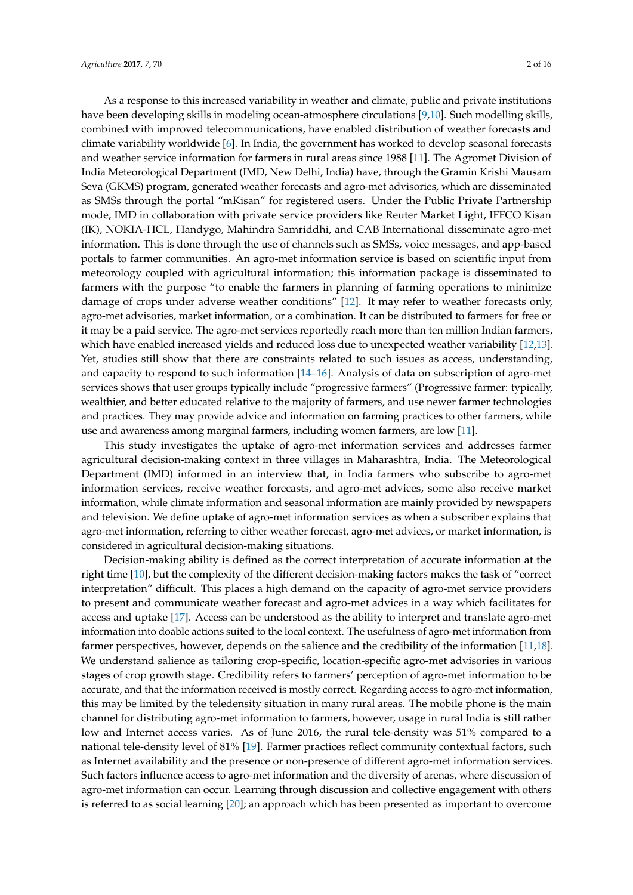As a response to this increased variability in weather and climate, public and private institutions have been developing skills in modeling ocean-atmosphere circulations [9,10]. Such modelling skills, combined with improved telecommunications, have enabled distribution of weather forecasts and climate variability worldwide [6]. In India, the government has worked to develop seasonal forecasts and weather service information for farmers in rural areas since 1988 [11]. The Agromet Division of India Meteorological Department (IMD, New Delhi, India) have, through the Gramin Krishi Mausam Seva (GKMS) program, generated weather forecasts and agro-met advisories, which are disseminated as SMSs through the portal "mKisan" for registered users. Under the Public Private Partnership mode, IMD in collaboration with private service providers like Reuter Market Light, IFFCO Kisan (IK), NOKIA-HCL, Handygo, Mahindra Samriddhi, and CAB International disseminate agro-met information. This is done through the use of channels such as SMSs, voice messages, and app-based portals to farmer communities. An agro-met information service is based on scientific input from meteorology coupled with agricultural information; this information package is disseminated to farmers with the purpose "to enable the farmers in planning of farming operations to minimize damage of crops under adverse weather conditions" [12]. It may refer to weather forecasts only, agro-met advisories, market information, or a combination. It can be distributed to farmers for free or it may be a paid service. The agro-met services reportedly reach more than ten million Indian farmers, which have enabled increased yields and reduced loss due to unexpected weather variability [12,13]. Yet, studies still show that there are constraints related to such issues as access, understanding, and capacity to respond to such information [14–16]. Analysis of data on subscription of agro-met services shows that user groups typically include "progressive farmers" (Progressive farmer: typically, wealthier, and better educated relative to the majority of farmers, and use newer farmer technologies and practices. They may provide advice and information on farming practices to other farmers, while use and awareness among marginal farmers, including women farmers, are low [11].

This study investigates the uptake of agro-met information services and addresses farmer agricultural decision-making context in three villages in Maharashtra, India. The Meteorological Department (IMD) informed in an interview that, in India farmers who subscribe to agro-met information services, receive weather forecasts, and agro-met advices, some also receive market information, while climate information and seasonal information are mainly provided by newspapers and television. We define uptake of agro-met information services as when a subscriber explains that agro-met information, referring to either weather forecast, agro-met advices, or market information, is considered in agricultural decision-making situations.

Decision-making ability is defined as the correct interpretation of accurate information at the right time [10], but the complexity of the different decision-making factors makes the task of "correct interpretation" difficult. This places a high demand on the capacity of agro-met service providers to present and communicate weather forecast and agro-met advices in a way which facilitates for access and uptake [17]. Access can be understood as the ability to interpret and translate agro-met information into doable actions suited to the local context. The usefulness of agro-met information from farmer perspectives, however, depends on the salience and the credibility of the information [11,18]. We understand salience as tailoring crop-specific, location-specific agro-met advisories in various stages of crop growth stage. Credibility refers to farmers' perception of agro-met information to be accurate, and that the information received is mostly correct. Regarding access to agro-met information, this may be limited by the teledensity situation in many rural areas. The mobile phone is the main channel for distributing agro-met information to farmers, however, usage in rural India is still rather low and Internet access varies. As of June 2016, the rural tele-density was 51% compared to a national tele-density level of 81% [19]. Farmer practices reflect community contextual factors, such as Internet availability and the presence or non-presence of different agro-met information services. Such factors influence access to agro-met information and the diversity of arenas, where discussion of agro-met information can occur. Learning through discussion and collective engagement with others is referred to as social learning [20]; an approach which has been presented as important to overcome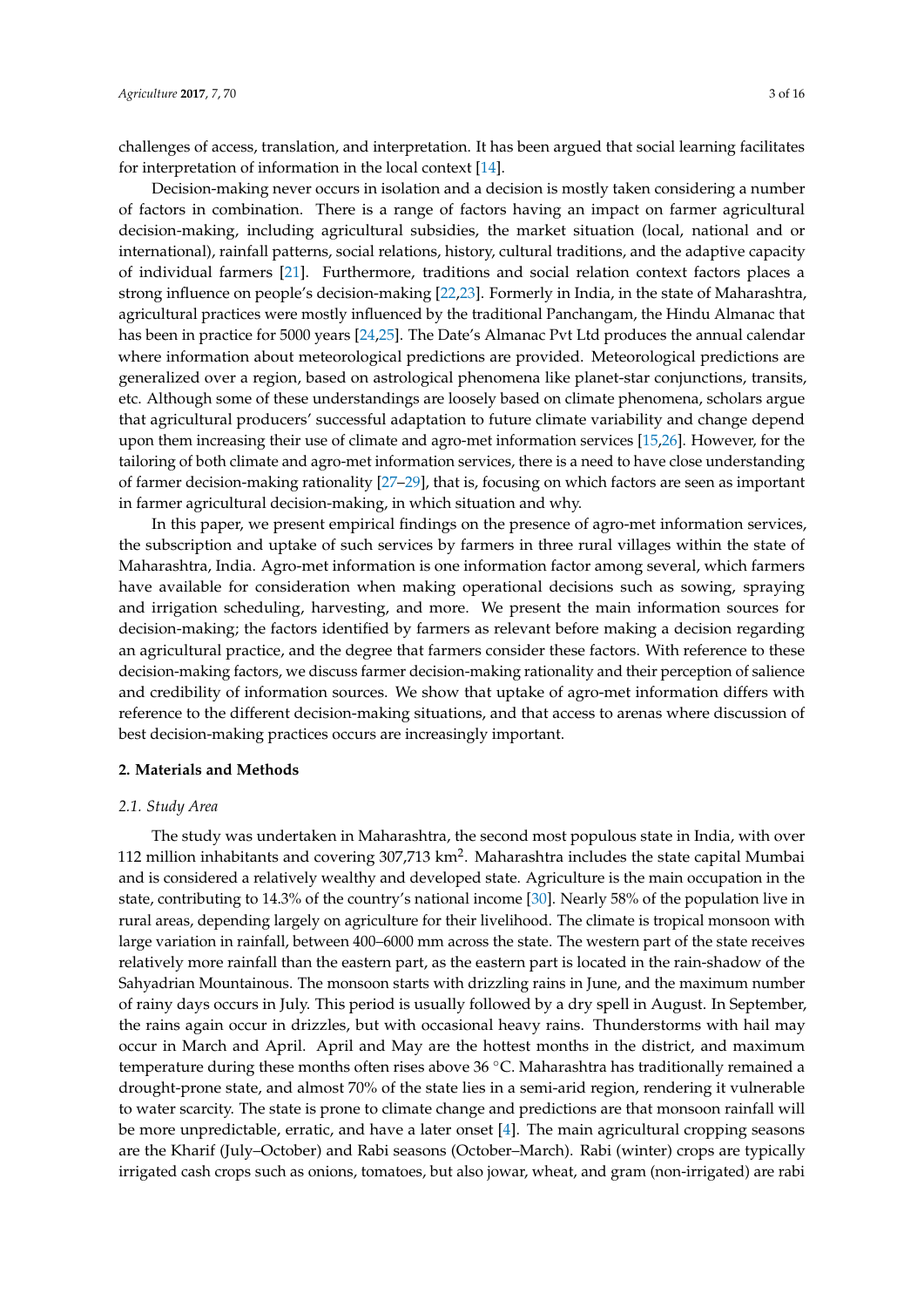challenges of access, translation, and interpretation. It has been argued that social learning facilitates for interpretation of information in the local context [14].

Decision-making never occurs in isolation and a decision is mostly taken considering a number of factors in combination. There is a range of factors having an impact on farmer agricultural decision-making, including agricultural subsidies, the market situation (local, national and or international), rainfall patterns, social relations, history, cultural traditions, and the adaptive capacity of individual farmers [21]. Furthermore, traditions and social relation context factors places a strong influence on people's decision-making [22,23]. Formerly in India, in the state of Maharashtra, agricultural practices were mostly influenced by the traditional Panchangam, the Hindu Almanac that has been in practice for 5000 years [24,25]. The Date's Almanac Pvt Ltd produces the annual calendar where information about meteorological predictions are provided. Meteorological predictions are generalized over a region, based on astrological phenomena like planet-star conjunctions, transits, etc. Although some of these understandings are loosely based on climate phenomena, scholars argue that agricultural producers' successful adaptation to future climate variability and change depend upon them increasing their use of climate and agro-met information services [15,26]. However, for the tailoring of both climate and agro-met information services, there is a need to have close understanding of farmer decision-making rationality [27–29], that is, focusing on which factors are seen as important in farmer agricultural decision-making, in which situation and why.

In this paper, we present empirical findings on the presence of agro-met information services, the subscription and uptake of such services by farmers in three rural villages within the state of Maharashtra, India. Agro-met information is one information factor among several, which farmers have available for consideration when making operational decisions such as sowing, spraying and irrigation scheduling, harvesting, and more. We present the main information sources for decision-making; the factors identified by farmers as relevant before making a decision regarding an agricultural practice, and the degree that farmers consider these factors. With reference to these decision-making factors, we discuss farmer decision-making rationality and their perception of salience and credibility of information sources. We show that uptake of agro-met information differs with reference to the different decision-making situations, and that access to arenas where discussion of best decision-making practices occurs are increasingly important.

## 2. Materials and Methods

### 2.1. Study Area

The study was undertaken in Maharashtra, the second most populous state in India, with over 112 million inhabitants and covering 307,713 km$^2$. Maharashtra includes the state capital Mumbai and is considered a relatively wealthy and developed state. Agriculture is the main occupation in the state, contributing to 14.3% of the country's national income [30]. Nearly 58% of the population live in rural areas, depending largely on agriculture for their livelihood. The climate is tropical monsoon with large variation in rainfall, between 400–6000 mm across the state. The western part of the state receives relatively more rainfall than the eastern part, as the eastern part is located in the rain-shadow of the Sahyadrian Mountainous. The monsoon starts with drizzling rains in June, and the maximum number of rainy days occurs in July. This period is usually followed by a dry spell in August. In September, the rains again occur in drizzles, but with occasional heavy rains. Thunderstorms with hail may occur in March and April. April and May are the hottest months in the district, and maximum temperature during these months often rises above 36 °C. Maharashtra has traditionally remained a drought-prone state, and almost 70% of the state lies in a semi-arid region, rendering it vulnerable to water scarcity. The state is prone to climate change and predictions are that monsoon rainfall will be more unpredictable, erratic, and have a later onset [4]. The main agricultural cropping seasons are the Kharif (July–October) and Rabi seasons (October–March). Rabi (winter) crops are typically irrigated cash crops such as onions, tomatoes, but also jowar, wheat, and gram (non-irrigated) are rabi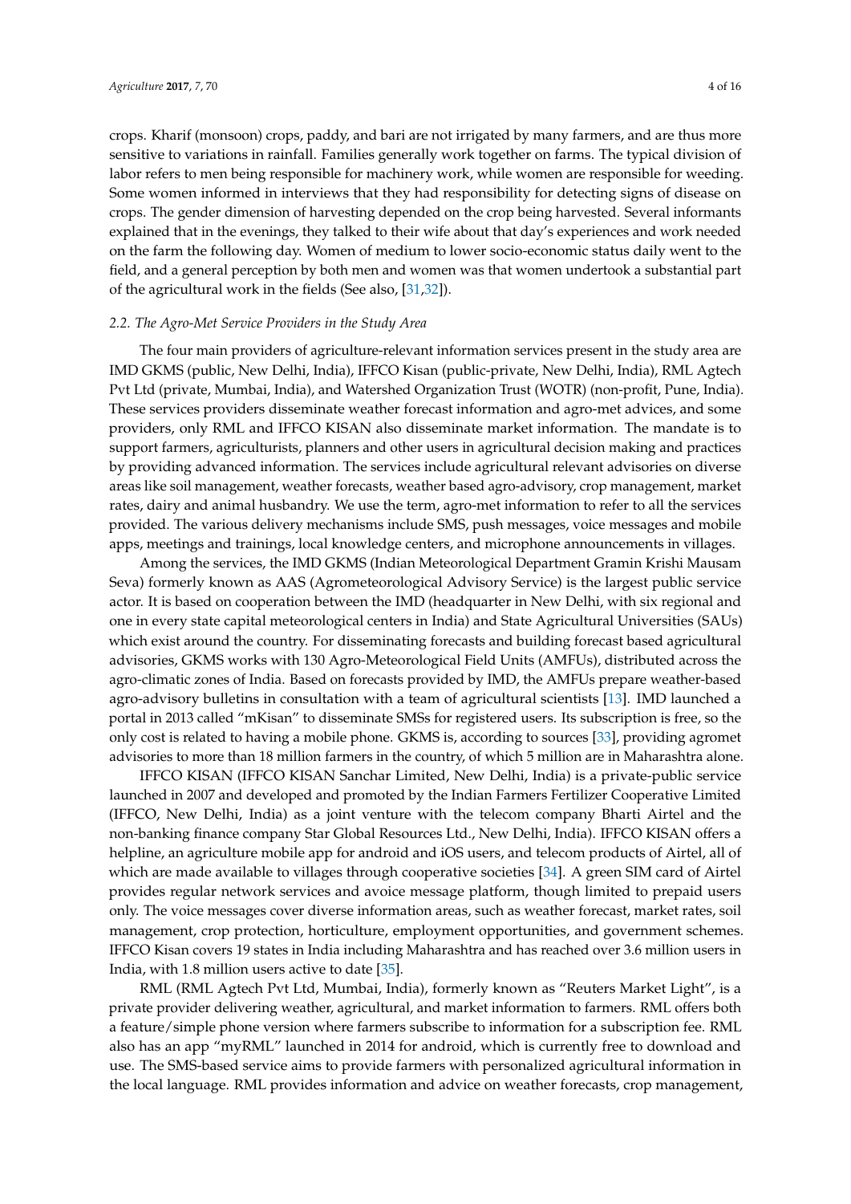crops. Kharif (monsoon) crops, paddy, and bari are not irrigated by many farmers, and are thus more sensitive to variations in rainfall. Families generally work together on farms. The typical division of labor refers to men being responsible for machinery work, while women are responsible for weeding. Some women informed in interviews that they had responsibility for detecting signs of disease on crops. The gender dimension of harvesting depended on the crop being harvested. Several informants explained that in the evenings, they talked to their wife about that day's experiences and work needed on the farm the following day. Women of medium to lower socio-economic status daily went to the field, and a general perception by both men and women was that women undertook a substantial part of the agricultural work in the fields (See also, [31,32]).

### *2.2. The Agro-Met Service Providers in the Study Area*

The four main providers of agriculture-relevant information services present in the study area are IMD GKMS (public, New Delhi, India), IFFCO Kisan (public-private, New Delhi, India), RML Agtech Pvt Ltd (private, Mumbai, India), and Watershed Organization Trust (WOTR) (non-profit, Pune, India). These services providers disseminate weather forecast information and agro-met advices, and some providers, only RML and IFFCO KISAN also disseminate market information. The mandate is to support farmers, agriculturists, planners and other users in agricultural decision making and practices by providing advanced information. The services include agricultural relevant advisories on diverse areas like soil management, weather forecasts, weather based agro-advisory, crop management, market rates, dairy and animal husbandry. We use the term, agro-met information to refer to all the services provided. The various delivery mechanisms include SMS, push messages, voice messages and mobile apps, meetings and trainings, local knowledge centers, and microphone announcements in villages.

Among the services, the IMD GKMS (Indian Meteorological Department Gramin Krishi Mausam Seva) formerly known as AAS (Agrometeorological Advisory Service) is the largest public service actor. It is based on cooperation between the IMD (headquarter in New Delhi, with six regional and one in every state capital meteorological centers in India) and State Agricultural Universities (SAUs) which exist around the country. For disseminating forecasts and building forecast based agricultural advisories, GKMS works with 130 Agro-Meteorological Field Units (AMFUs), distributed across the agro-climatic zones of India. Based on forecasts provided by IMD, the AMFUs prepare weather-based agro-advisory bulletins in consultation with a team of agricultural scientists [13]. IMD launched a portal in 2013 called "mKisan" to disseminate SMSs for registered users. Its subscription is free, so the only cost is related to having a mobile phone. GKMS is, according to sources [33], providing agromet advisories to more than 18 million farmers in the country, of which 5 million are in Maharashtra alone.

IFFCO KISAN (IFFCO KISAN Sanchar Limited, New Delhi, India) is a private-public service launched in 2007 and developed and promoted by the Indian Farmers Fertilizer Cooperative Limited (IFFCO, New Delhi, India) as a joint venture with the telecom company Bharti Airtel and the non-banking finance company Star Global Resources Ltd., New Delhi, India). IFFCO KISAN offers a helpline, an agriculture mobile app for android and iOS users, and telecom products of Airtel, all of which are made available to villages through cooperative societies [34]. A green SIM card of Airtel provides regular network services and avoice message platform, though limited to prepaid users only. The voice messages cover diverse information areas, such as weather forecast, market rates, soil management, crop protection, horticulture, employment opportunities, and government schemes. IFFCO Kisan covers 19 states in India including Maharashtra and has reached over 3.6 million users in India, with 1.8 million users active to date [35].

RML (RML Agtech Pvt Ltd, Mumbai, India), formerly known as "Reuters Market Light", is a private provider delivering weather, agricultural, and market information to farmers. RML offers both a feature/simple phone version where farmers subscribe to information for a subscription fee. RML also has an app "myRML" launched in 2014 for android, which is currently free to download and use. The SMS-based service aims to provide farmers with personalized agricultural information in the local language. RML provides information and advice on weather forecasts, crop management,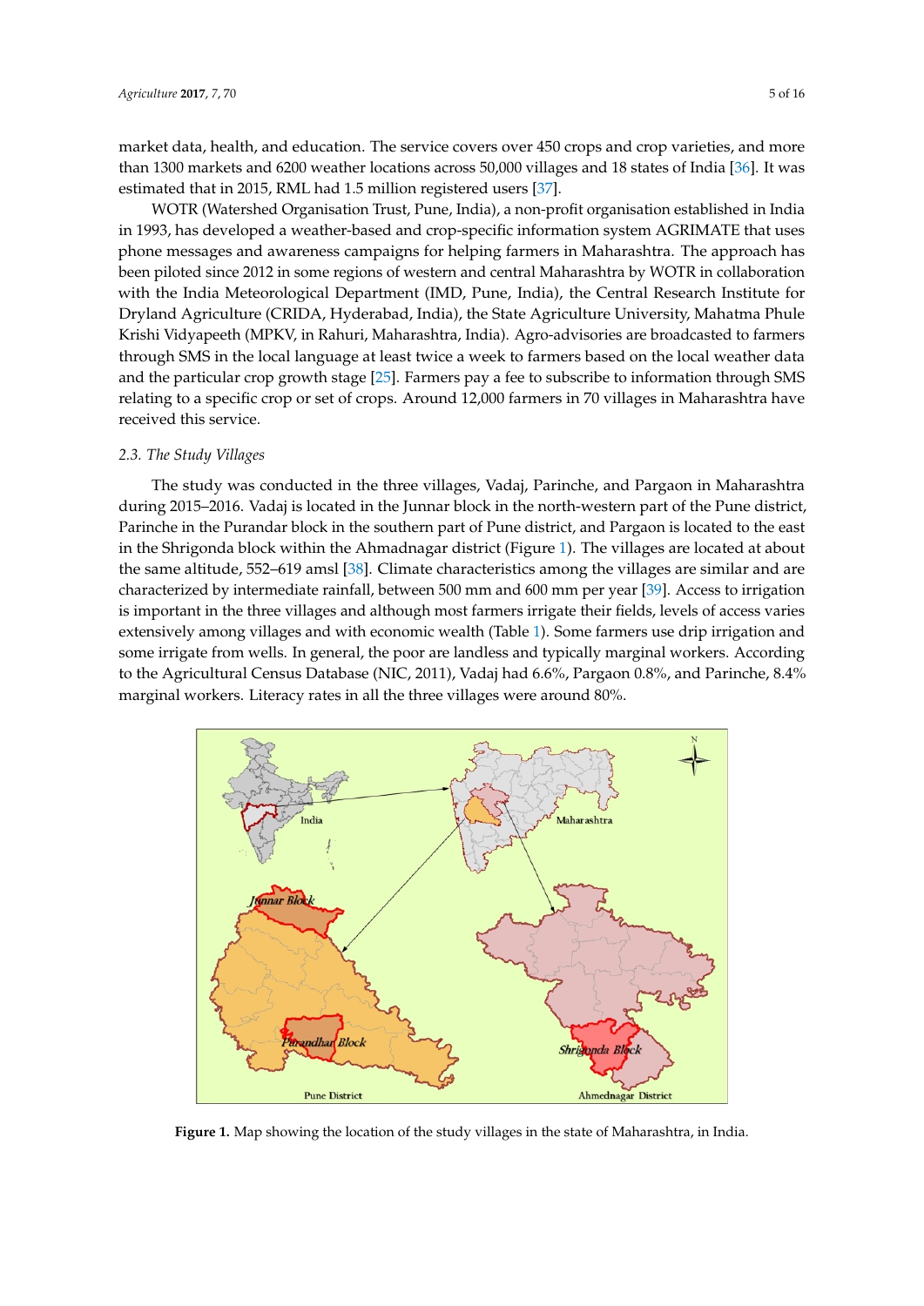market data, health, and education. The service covers over 450 crops and crop varieties, and more than 1300 markets and 6200 weather locations across 50,000 villages and 18 states of India [36]. It was estimated that in 2015, RML had 1.5 million registered users [37].

WOTR (Watershed Organisation Trust, Pune, India), a non-profit organisation established in India in 1993, has developed a weather-based and crop-specific information system AGRIMATE that uses phone messages and awareness campaigns for helping farmers in Maharashtra. The approach has been piloted since 2012 in some regions of western and central Maharashtra by WOTR in collaboration with the India Meteorological Department (IMD, Pune, India), the Central Research Institute for Dryland Agriculture (CRIDA, Hyderabad, India), the State Agriculture University, Mahatma Phule Krishi Vidyapeeth (MPKV, in Rahuri, Maharashtra, India). Agro-advisories are broadcasted to farmers through SMS in the local language at least twice a week to farmers based on the local weather data and the particular crop growth stage [25]. Farmers pay a fee to subscribe to information through SMS relating to a specific crop or set of crops. Around 12,000 farmers in 70 villages in Maharashtra have received this service.

### 2.3. The Study Villages

The study was conducted in the three villages, Vadaj, Parinche, and Pargaon in Maharashtra during 2015–2016. Vadaj is located in the Junnar block in the north-western part of the Pune district, Parinche in the Purandar block in the southern part of Pune district, and Pargaon is located to the east in the Shrigonda block within the Ahmadnagar district (Figure 1). The villages are located at about the same altitude, 552–619 amsl [38]. Climate characteristics among the villages are similar and are characterized by intermediate rainfall, between 500 mm and 600 mm per year [39]. Access to irrigation is important in the three villages and although most farmers irrigate their fields, levels of access varies extensively among villages and with economic wealth (Table 1). Some farmers use drip irrigation and some irrigate from wells. In general, the poor are landless and typically marginal workers. According to the Agricultural Census Database (NIC, 2011), Vadaj had 6.6%, Pargaon 0.8%, and Parinche, 8.4% marginal workers. Literacy rates in all the three villages were around 80%.

**Figure 1.** Map showing the location of the study villages in the state of Maharashtra, in India.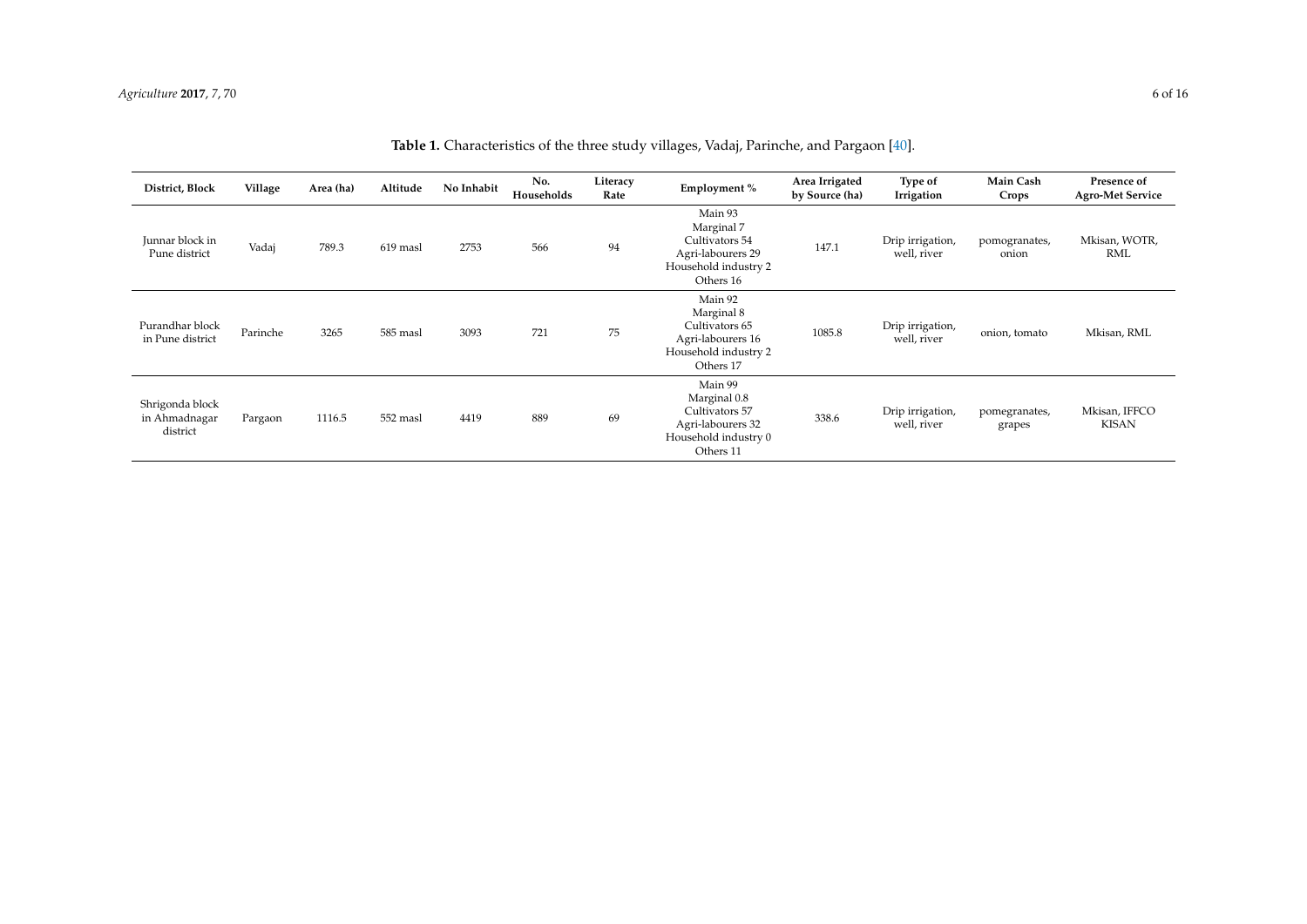**Table 1.** Characteristics of the three study villages, Vadaj, Parinche, and Pargaon [40].

| District, Block | Village | Area (ha) | Altitude | No Inhabit | No. Households | Literacy Rate | Employment % | Area Irrigated by Source (ha) | Type of Irrigation | Main Cash Crops | Presence of Agro-Met Service |
|---|---|---|---|---|---|---|---|---|---|---|---|
| Junnar block in Pune district | Vadaj | 789.3 | 619 masl | 2753 | 566 | 94 | Main 93<br>Marginal 7<br>Cultivators 54<br>Agri-labourers 29<br>Household industry 2<br>Others 16 | 147.1 | Drip irrigation, well, river | pomogranates, onion | Mkisan, WOTR, RML |
| Purandhar block in Pune district | Parinche | 3265 | 585 masl | 3093 | 721 | 75 | Main 92<br>Marginal 8<br>Cultivators 65<br>Agri-labourers 16<br>Household industry 2<br>Others 17 | 1085.8 | Drip irrigation, well, river | onion, tomato | Mkisan, RML |
| Shrigonda block in Ahmadnagar district | Pargaon | 1116.5 | 552 masl | 4419 | 889 | 69 | Main 99<br>Marginal 0.8<br>Cultivators 57<br>Agri-labourers 32<br>Household industry 0<br>Others 11 | 338.6 | Drip irrigation, well, river | pomegranates, grapes | Mkisan, IFFCO KISAN |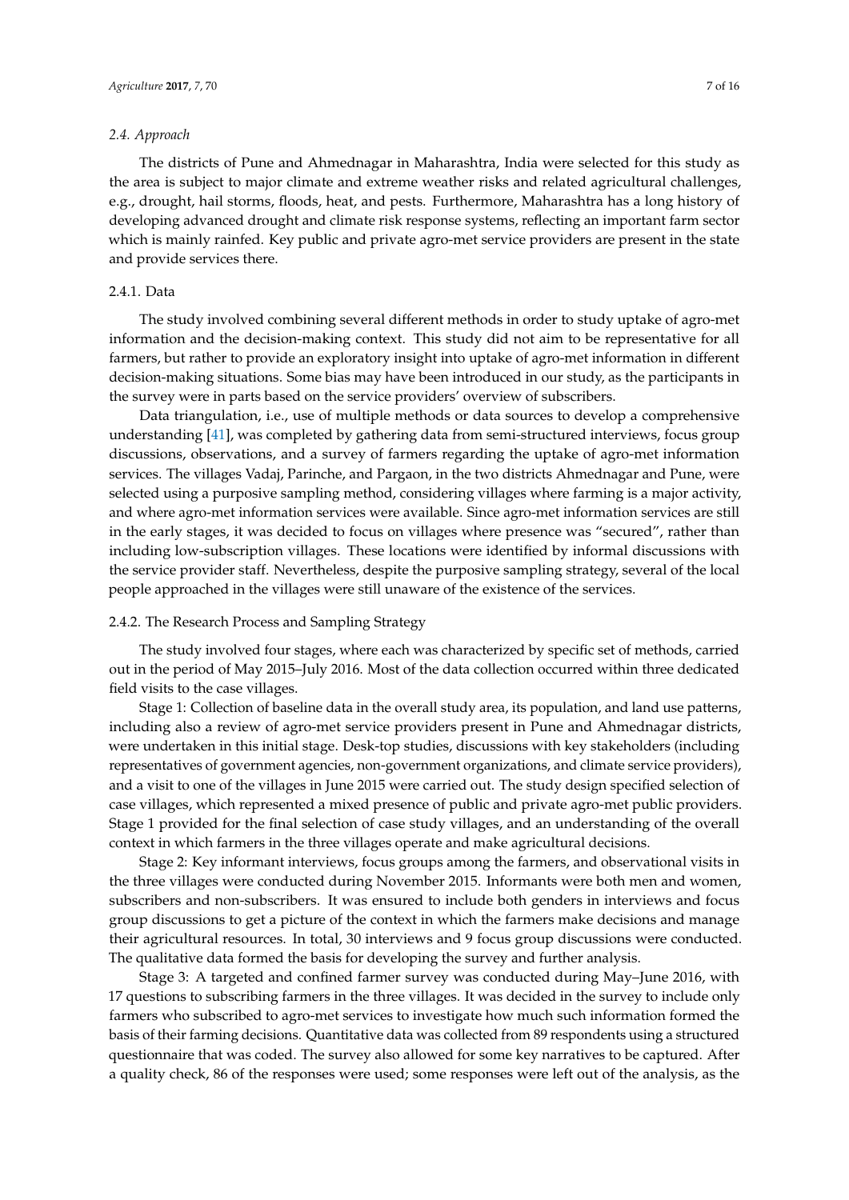### 2.4. Approach

The districts of Pune and Ahmednagar in Maharashtra, India were selected for this study as the area is subject to major climate and extreme weather risks and related agricultural challenges, e.g., drought, hail storms, floods, heat, and pests. Furthermore, Maharashtra has a long history of developing advanced drought and climate risk response systems, reflecting an important farm sector which is mainly rainfed. Key public and private agro-met service providers are present in the state and provide services there.

#### 2.4.1. Data

The study involved combining several different methods in order to study uptake of agro-met information and the decision-making context. This study did not aim to be representative for all farmers, but rather to provide an exploratory insight into uptake of agro-met information in different decision-making situations. Some bias may have been introduced in our study, as the participants in the survey were in parts based on the service providers' overview of subscribers.

Data triangulation, i.e., use of multiple methods or data sources to develop a comprehensive understanding [41], was completed by gathering data from semi-structured interviews, focus group discussions, observations, and a survey of farmers regarding the uptake of agro-met information services. The villages Vadaj, Parinche, and Pargaon, in the two districts Ahmednagar and Pune, were selected using a purposive sampling method, considering villages where farming is a major activity, and where agro-met information services were available. Since agro-met information services are still in the early stages, it was decided to focus on villages where presence was "secured", rather than including low-subscription villages. These locations were identified by informal discussions with the service provider staff. Nevertheless, despite the purposive sampling strategy, several of the local people approached in the villages were still unaware of the existence of the services.

#### 2.4.2. The Research Process and Sampling Strategy

The study involved four stages, where each was characterized by specific set of methods, carried out in the period of May 2015–July 2016. Most of the data collection occurred within three dedicated field visits to the case villages.

Stage 1: Collection of baseline data in the overall study area, its population, and land use patterns, including also a review of agro-met service providers present in Pune and Ahmednagar districts, were undertaken in this initial stage. Desk-top studies, discussions with key stakeholders (including representatives of government agencies, non-government organizations, and climate service providers), and a visit to one of the villages in June 2015 were carried out. The study design specified selection of case villages, which represented a mixed presence of public and private agro-met public providers. Stage 1 provided for the final selection of case study villages, and an understanding of the overall context in which farmers in the three villages operate and make agricultural decisions.

Stage 2: Key informant interviews, focus groups among the farmers, and observational visits in the three villages were conducted during November 2015. Informants were both men and women, subscribers and non-subscribers. It was ensured to include both genders in interviews and focus group discussions to get a picture of the context in which the farmers make decisions and manage their agricultural resources. In total, 30 interviews and 9 focus group discussions were conducted. The qualitative data formed the basis for developing the survey and further analysis.

Stage 3: A targeted and confined farmer survey was conducted during May–June 2016, with 17 questions to subscribing farmers in the three villages. It was decided in the survey to include only farmers who subscribed to agro-met services to investigate how much such information formed the basis of their farming decisions. Quantitative data was collected from 89 respondents using a structured questionnaire that was coded. The survey also allowed for some key narratives to be captured. After a quality check, 86 of the responses were used; some responses were left out of the analysis, as the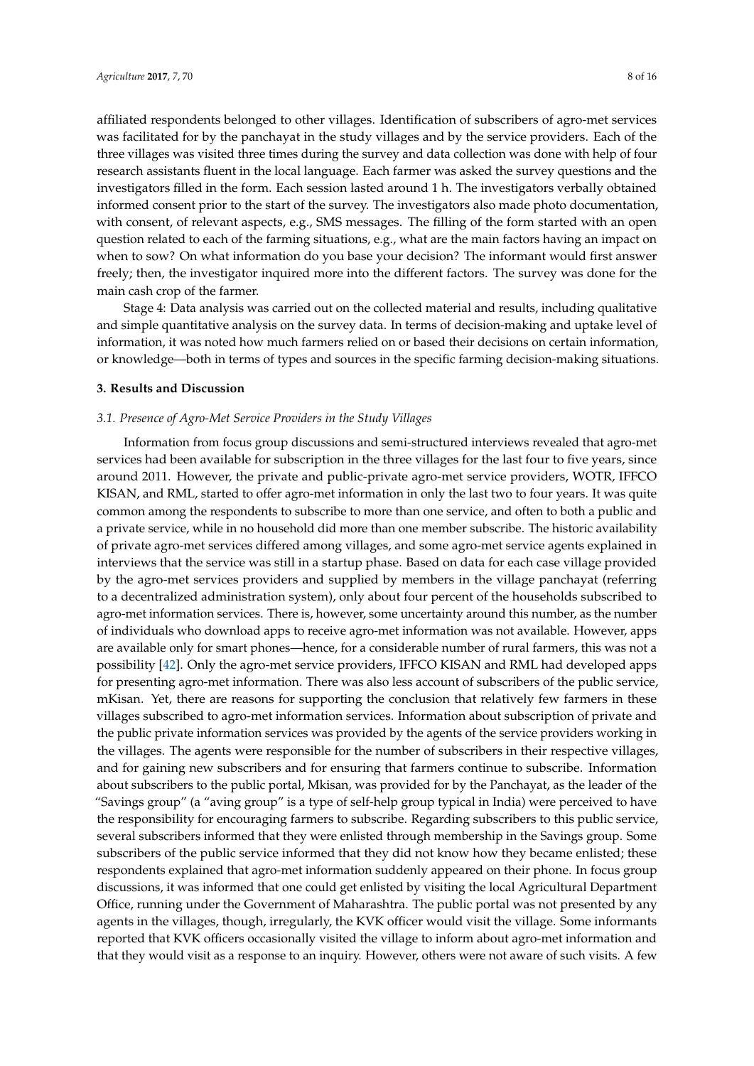affiliated respondents belonged to other villages. Identification of subscribers of agro-met services was facilitated for by the panchayat in the study villages and by the service providers. Each of the three villages was visited three times during the survey and data collection was done with help of four research assistants fluent in the local language. Each farmer was asked the survey questions and the investigators filled in the form. Each session lasted around 1 h. The investigators verbally obtained informed consent prior to the start of the survey. The investigators also made photo documentation, with consent, of relevant aspects, e.g., SMS messages. The filling of the form started with an open question related to each of the farming situations, e.g., what are the main factors having an impact on when to sow? On what information do you base your decision? The informant would first answer freely; then, the investigator inquired more into the different factors. The survey was done for the main cash crop of the farmer.

Stage 4: Data analysis was carried out on the collected material and results, including qualitative and simple quantitative analysis on the survey data. In terms of decision-making and uptake level of information, it was noted how much farmers relied on or based their decisions on certain information, or knowledge—both in terms of types and sources in the specific farming decision-making situations.

## 3. Results and Discussion

### *3.1. Presence of Agro-Met Service Providers in the Study Villages*

Information from focus group discussions and semi-structured interviews revealed that agro-met services had been available for subscription in the three villages for the last four to five years, since around 2011. However, the private and public-private agro-met service providers, WOTR, IFFCO KISAN, and RML, started to offer agro-met information in only the last two to four years. It was quite common among the respondents to subscribe to more than one service, and often to both a public and a private service, while in no household did more than one member subscribe. The historic availability of private agro-met services differed among villages, and some agro-met service agents explained in interviews that the service was still in a startup phase. Based on data for each case village provided by the agro-met services providers and supplied by members in the village panchayat (referring to a decentralized administration system), only about four percent of the households subscribed to agro-met information services. There is, however, some uncertainty around this number, as the number of individuals who download apps to receive agro-met information was not available. However, apps are available only for smart phones—hence, for a considerable number of rural farmers, this was not a possibility [42]. Only the agro-met service providers, IFFCO KISAN and RML had developed apps for presenting agro-met information. There was also less account of subscribers of the public service, mKisan. Yet, there are reasons for supporting the conclusion that relatively few farmers in these villages subscribed to agro-met information services. Information about subscription of private and the public private information services was provided by the agents of the service providers working in the villages. The agents were responsible for the number of subscribers in their respective villages, and for gaining new subscribers and for ensuring that farmers continue to subscribe. Information about subscribers to the public portal, Mkisan, was provided for by the Panchayat, as the leader of the "Savings group" (a "aving group" is a type of self-help group typical in India) were perceived to have the responsibility for encouraging farmers to subscribe. Regarding subscribers to this public service, several subscribers informed that they were enlisted through membership in the Savings group. Some subscribers of the public service informed that they did not know how they became enlisted; these respondents explained that agro-met information suddenly appeared on their phone. In focus group discussions, it was informed that one could get enlisted by visiting the local Agricultural Department Office, running under the Government of Maharashtra. The public portal was not presented by any agents in the villages, though, irregularly, the KVK officer would visit the village. Some informants reported that KVK officers occasionally visited the village to inform about agro-met information and that they would visit as a response to an inquiry. However, others were not aware of such visits. A few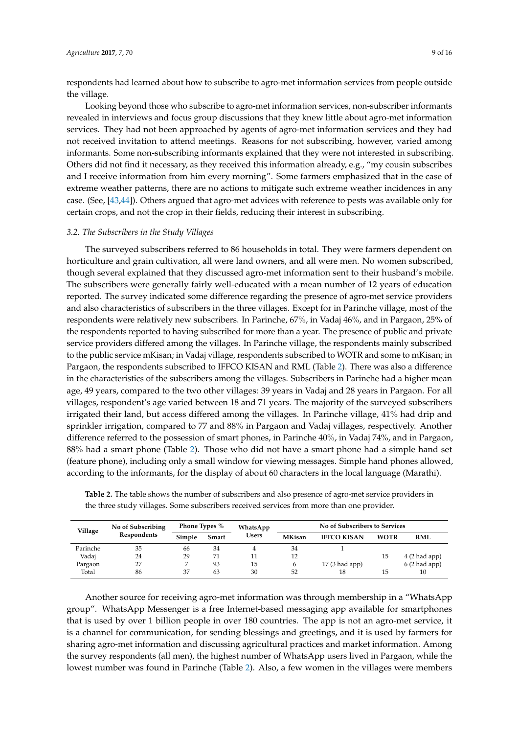respondents had learned about how to subscribe to agro-met information services from people outside the village.

Looking beyond those who subscribe to agro-met information services, non-subscriber informants revealed in interviews and focus group discussions that they knew little about agro-met information services. They had not been approached by agents of agro-met information services and they had not received invitation to attend meetings. Reasons for not subscribing, however, varied among informants. Some non-subscribing informants explained that they were not interested in subscribing. Others did not find it necessary, as they received this information already, e.g., "my cousin subscribes and I receive information from him every morning". Some farmers emphasized that in the case of extreme weather patterns, there are no actions to mitigate such extreme weather incidences in any case. (See, [43,44]). Others argued that agro-met advices with reference to pests was available only for certain crops, and not the crop in their fields, reducing their interest in subscribing.

### *3.2. The Subscribers in the Study Villages*

The surveyed subscribers referred to 86 households in total. They were farmers dependent on horticulture and grain cultivation, all were land owners, and all were men. No women subscribed, though several explained that they discussed agro-met information sent to their husband's mobile. The subscribers were generally fairly well-educated with a mean number of 12 years of education reported. The survey indicated some difference regarding the presence of agro-met service providers and also characteristics of subscribers in the three villages. Except for in Parinche village, most of the respondents were relatively new subscribers. In Parinche, 67%, in Vadaj 46%, and in Pargaon, 25% of the respondents reported to having subscribed for more than a year. The presence of public and private service providers differed among the villages. In Parinche village, the respondents mainly subscribed to the public service mKisan; in Vadaj village, respondents subscribed to WOTR and some to mKisan; in Pargaon, the respondents subscribed to IFFCO KISAN and RML (Table 2). There was also a difference in the characteristics of the subscribers among the villages. Subscribers in Parinche had a higher mean age, 49 years, compared to the two other villages: 39 years in Vadaj and 28 years in Pargaon. For all villages, respondent's age varied between 18 and 71 years. The majority of the surveyed subscribers irrigated their land, but access differed among the villages. In Parinche village, 41% had drip and sprinkler irrigation, compared to 77 and 88% in Pargaon and Vadaj villages, respectively. Another difference referred to the possession of smart phones, in Parinche 40%, in Vadaj 74%, and in Pargaon, 88% had a smart phone (Table 2). Those who did not have a smart phone had a simple hand set (feature phone), including only a small window for viewing messages. Simple hand phones allowed, according to the informants, for the display of about 60 characters in the local language (Marathi).

**Table 2.** The table shows the number of subscribers and also presence of agro-met service providers in the three study villages. Some subscribers received services from more than one provider.

| Village | No of Subscribing Respondents | Phone Types % | | WhatsApp Users | No of Subscribers to Services | | | |
|---|---|---|---|---|---|---|---|---|
| | | Simple | Smart | | MKisan | IFFCO KISAN | WOTR | RML |
| Parinche | 35 | 66 | 34 | 4 | 34 | 1 | | |
| Vadaj | 24 | 29 | 71 | 11 | 12 | | 15 | 4 (2 had app) |
| Pargaon | 27 | 7 | 93 | 15 | 6 | 17 (3 had app) | | 6 (2 had app) |
| Total | 86 | 37 | 63 | 30 | 52 | 18 | 15 | 10 |

Another source for receiving agro-met information was through membership in a "WhatsApp group". WhatsApp Messenger is a free Internet-based messaging app available for smartphones that is used by over 1 billion people in over 180 countries. The app is not an agro-met service, it is a channel for communication, for sending blessings and greetings, and it is used by farmers for sharing agro-met information and discussing agricultural practices and market information. Among the survey respondents (all men), the highest number of WhatsApp users lived in Pargaon, while the lowest number was found in Parinche (Table 2). Also, a few women in the villages were members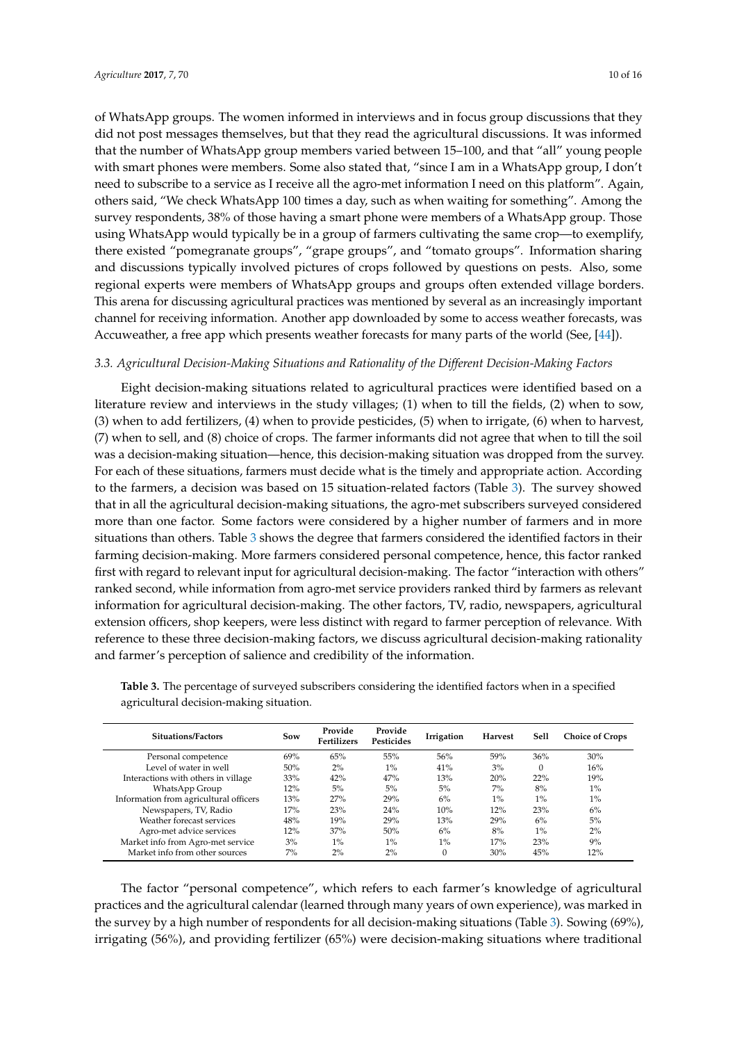of WhatsApp groups. The women informed in interviews and in focus group discussions that they did not post messages themselves, but that they read the agricultural discussions. It was informed that the number of WhatsApp group members varied between 15–100, and that "all" young people with smart phones were members. Some also stated that, "since I am in a WhatsApp group, I don't need to subscribe to a service as I receive all the agro-met information I need on this platform". Again, others said, "We check WhatsApp 100 times a day, such as when waiting for something". Among the survey respondents, 38% of those having a smart phone were members of a WhatsApp group. Those using WhatsApp would typically be in a group of farmers cultivating the same crop—to exemplify, there existed "pomegranate groups", "grape groups", and "tomato groups". Information sharing and discussions typically involved pictures of crops followed by questions on pests. Also, some regional experts were members of WhatsApp groups and groups often extended village borders. This arena for discussing agricultural practices was mentioned by several as an increasingly important channel for receiving information. Another app downloaded by some to access weather forecasts, was Accuweather, a free app which presents weather forecasts for many parts of the world (See, [44]).

### *3.3. Agricultural Decision-Making Situations and Rationality of the Different Decision-Making Factors*

Eight decision-making situations related to agricultural practices were identified based on a literature review and interviews in the study villages; (1) when to till the fields, (2) when to sow, (3) when to add fertilizers, (4) when to provide pesticides, (5) when to irrigate, (6) when to harvest, (7) when to sell, and (8) choice of crops. The farmer informants did not agree that when to till the soil was a decision-making situation—hence, this decision-making situation was dropped from the survey. For each of these situations, farmers must decide what is the timely and appropriate action. According to the farmers, a decision was based on 15 situation-related factors (Table 3). The survey showed that in all the agricultural decision-making situations, the agro-met subscribers surveyed considered more than one factor. Some factors were considered by a higher number of farmers and in more situations than others. Table 3 shows the degree that farmers considered the identified factors in their farming decision-making. More farmers considered personal competence, hence, this factor ranked first with regard to relevant input for agricultural decision-making. The factor "interaction with others" ranked second, while information from agro-met service providers ranked third by farmers as relevant information for agricultural decision-making. The other factors, TV, radio, newspapers, agricultural extension officers, shop keepers, were less distinct with regard to farmer perception of relevance. With reference to these three decision-making factors, we discuss agricultural decision-making rationality and farmer's perception of salience and credibility of the information.

**Table 3.** The percentage of surveyed subscribers considering the identified factors when in a specified agricultural decision-making situation.

| Situations/Factors | Sow | Provide Fertilizers | Provide Pesticides | Irrigation | Harvest | Sell | Choice of Crops |
|---|---|---|---|---|---|---|---|
| Personal competence | 69% | 65% | 55% | 56% | 59% | 36% | 30% |
| Level of water in well | 50% | 2% | 1% | 41% | 3% | 0 | 16% |
| Interactions with others in village | 33% | 42% | 47% | 13% | 20% | 22% | 19% |
| WhatsApp Group | 12% | 5% | 5% | 5% | 7% | 8% | 1% |
| Information from agricultural officers | 13% | 27% | 29% | 6% | 1% | 1% | 1% |
| Newspapers, TV, Radio | 17% | 23% | 24% | 10% | 12% | 23% | 6% |
| Weather forecast services | 48% | 19% | 29% | 13% | 29% | 6% | 5% |
| Agro-met advice services | 12% | 37% | 50% | 6% | 8% | 1% | 2% |
| Market info from Agro-met service | 3% | 1% | 1% | 1% | 17% | 23% | 9% |
| Market info from other sources | 7% | 2% | 2% | 0 | 30% | 45% | 12% |

The factor "personal competence", which refers to each farmer's knowledge of agricultural practices and the agricultural calendar (learned through many years of own experience), was marked in the survey by a high number of respondents for all decision-making situations (Table 3). Sowing (69%), irrigating (56%), and providing fertilizer (65%) were decision-making situations where traditional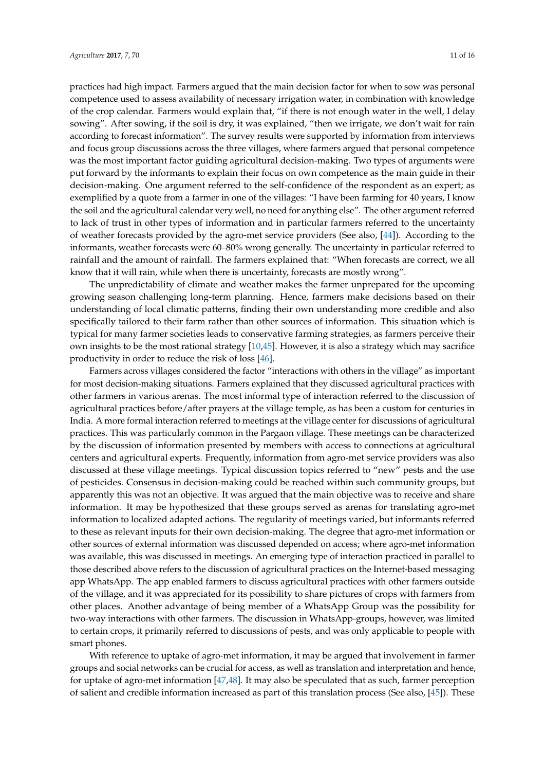practices had high impact. Farmers argued that the main decision factor for when to sow was personal competence used to assess availability of necessary irrigation water, in combination with knowledge of the crop calendar. Farmers would explain that, "if there is not enough water in the well, I delay sowing". After sowing, if the soil is dry, it was explained, "then we irrigate, we don't wait for rain according to forecast information". The survey results were supported by information from interviews and focus group discussions across the three villages, where farmers argued that personal competence was the most important factor guiding agricultural decision-making. Two types of arguments were put forward by the informants to explain their focus on own competence as the main guide in their decision-making. One argument referred to the self-confidence of the respondent as an expert; as exemplified by a quote from a farmer in one of the villages: "I have been farming for 40 years, I know the soil and the agricultural calendar very well, no need for anything else". The other argument referred to lack of trust in other types of information and in particular farmers referred to the uncertainty of weather forecasts provided by the agro-met service providers (See also, [44]). According to the informants, weather forecasts were 60–80% wrong generally. The uncertainty in particular referred to rainfall and the amount of rainfall. The farmers explained that: "When forecasts are correct, we all know that it will rain, while when there is uncertainty, forecasts are mostly wrong".

The unpredictability of climate and weather makes the farmer unprepared for the upcoming growing season challenging long-term planning. Hence, farmers make decisions based on their understanding of local climatic patterns, finding their own understanding more credible and also specifically tailored to their farm rather than other sources of information. This situation which is typical for many farmer societies leads to conservative farming strategies, as farmers perceive their own insights to be the most rational strategy [10,45]. However, it is also a strategy which may sacrifice productivity in order to reduce the risk of loss [46].

Farmers across villages considered the factor "interactions with others in the village" as important for most decision-making situations. Farmers explained that they discussed agricultural practices with other farmers in various arenas. The most informal type of interaction referred to the discussion of agricultural practices before/after prayers at the village temple, as has been a custom for centuries in India. A more formal interaction referred to meetings at the village center for discussions of agricultural practices. This was particularly common in the Pargaon village. These meetings can be characterized by the discussion of information presented by members with access to connections at agricultural centers and agricultural experts. Frequently, information from agro-met service providers was also discussed at these village meetings. Typical discussion topics referred to "new" pests and the use of pesticides. Consensus in decision-making could be reached within such community groups, but apparently this was not an objective. It was argued that the main objective was to receive and share information. It may be hypothesized that these groups served as arenas for translating agro-met information to localized adapted actions. The regularity of meetings varied, but informants referred to these as relevant inputs for their own decision-making. The degree that agro-met information or other sources of external information was discussed depended on access; where agro-met information was available, this was discussed in meetings. An emerging type of interaction practiced in parallel to those described above refers to the discussion of agricultural practices on the Internet-based messaging app WhatsApp. The app enabled farmers to discuss agricultural practices with other farmers outside of the village, and it was appreciated for its possibility to share pictures of crops with farmers from other places. Another advantage of being member of a WhatsApp Group was the possibility for two-way interactions with other farmers. The discussion in WhatsApp-groups, however, was limited to certain crops, it primarily referred to discussions of pests, and was only applicable to people with smart phones.

With reference to uptake of agro-met information, it may be argued that involvement in farmer groups and social networks can be crucial for access, as well as translation and interpretation and hence, for uptake of agro-met information [47,48]. It may also be speculated that as such, farmer perception of salient and credible information increased as part of this translation process (See also, [45]). These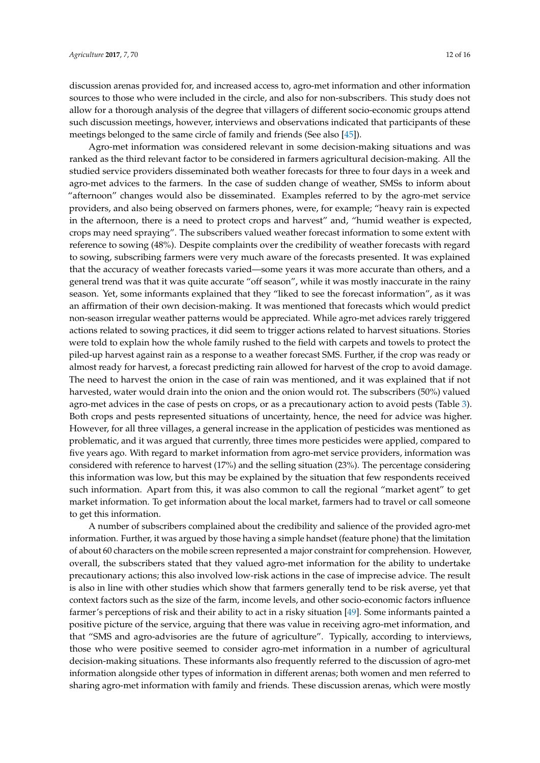discussion arenas provided for, and increased access to, agro-met information and other information sources to those who were included in the circle, and also for non-subscribers. This study does not allow for a thorough analysis of the degree that villagers of different socio-economic groups attend such discussion meetings, however, interviews and observations indicated that participants of these meetings belonged to the same circle of family and friends (See also [45]).

Agro-met information was considered relevant in some decision-making situations and was ranked as the third relevant factor to be considered in farmers agricultural decision-making. All the studied service providers disseminated both weather forecasts for three to four days in a week and agro-met advices to the farmers. In the case of sudden change of weather, SMSs to inform about "afternoon" changes would also be disseminated. Examples referred to by the agro-met service providers, and also being observed on farmers phones, were, for example; "heavy rain is expected in the afternoon, there is a need to protect crops and harvest" and, "humid weather is expected, crops may need spraying". The subscribers valued weather forecast information to some extent with reference to sowing (48%). Despite complaints over the credibility of weather forecasts with regard to sowing, subscribing farmers were very much aware of the forecasts presented. It was explained that the accuracy of weather forecasts varied—some years it was more accurate than others, and a general trend was that it was quite accurate "off season", while it was mostly inaccurate in the rainy season. Yet, some informants explained that they "liked to see the forecast information", as it was an affirmation of their own decision-making. It was mentioned that forecasts which would predict non-season irregular weather patterns would be appreciated. While agro-met advices rarely triggered actions related to sowing practices, it did seem to trigger actions related to harvest situations. Stories were told to explain how the whole family rushed to the field with carpets and towels to protect the piled-up harvest against rain as a response to a weather forecast SMS. Further, if the crop was ready or almost ready for harvest, a forecast predicting rain allowed for harvest of the crop to avoid damage. The need to harvest the onion in the case of rain was mentioned, and it was explained that if not harvested, water would drain into the onion and the onion would rot. The subscribers (50%) valued agro-met advices in the case of pests on crops, or as a precautionary action to avoid pests (Table 3). Both crops and pests represented situations of uncertainty, hence, the need for advice was higher. However, for all three villages, a general increase in the application of pesticides was mentioned as problematic, and it was argued that currently, three times more pesticides were applied, compared to five years ago. With regard to market information from agro-met service providers, information was considered with reference to harvest (17%) and the selling situation (23%). The percentage considering this information was low, but this may be explained by the situation that few respondents received such information. Apart from this, it was also common to call the regional "market agent" to get market information. To get information about the local market, farmers had to travel or call someone to get this information.

A number of subscribers complained about the credibility and salience of the provided agro-met information. Further, it was argued by those having a simple handset (feature phone) that the limitation of about 60 characters on the mobile screen represented a major constraint for comprehension. However, overall, the subscribers stated that they valued agro-met information for the ability to undertake precautionary actions; this also involved low-risk actions in the case of imprecise advice. The result is also in line with other studies which show that farmers generally tend to be risk averse, yet that context factors such as the size of the farm, income levels, and other socio-economic factors influence farmer's perceptions of risk and their ability to act in a risky situation [49]. Some informants painted a positive picture of the service, arguing that there was value in receiving agro-met information, and that "SMS and agro-advisories are the future of agriculture". Typically, according to interviews, those who were positive seemed to consider agro-met information in a number of agricultural decision-making situations. These informants also frequently referred to the discussion of agro-met information alongside other types of information in different arenas; both women and men referred to sharing agro-met information with family and friends. These discussion arenas, which were mostly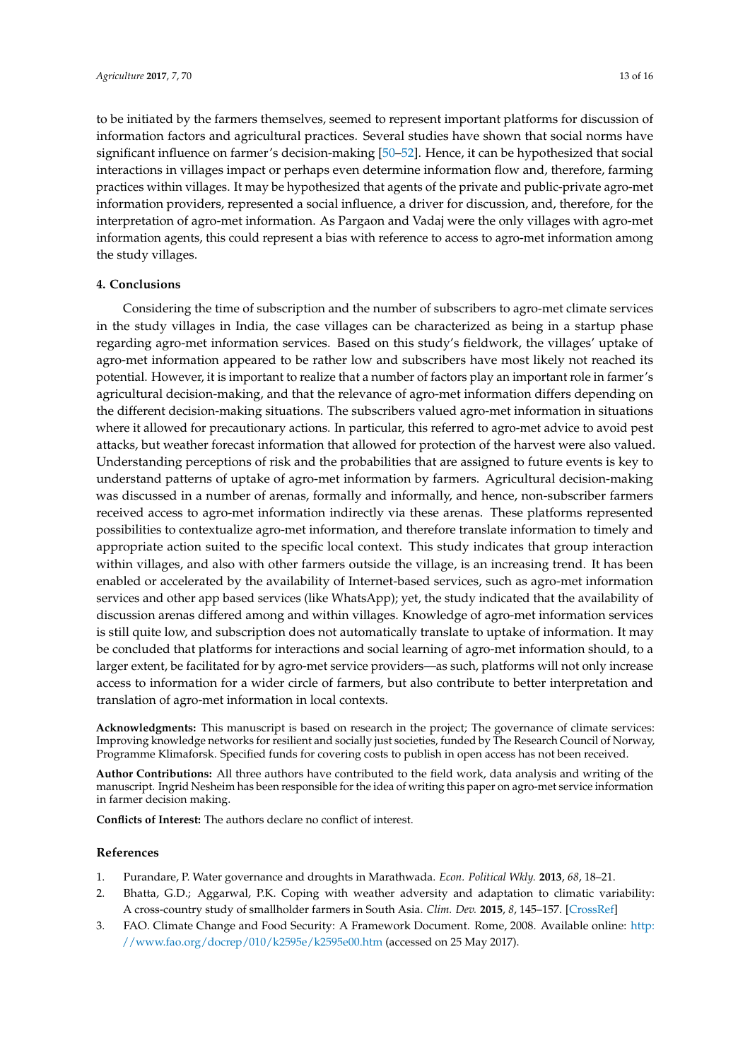to be initiated by the farmers themselves, seemed to represent important platforms for discussion of information factors and agricultural practices. Several studies have shown that social norms have significant influence on farmer's decision-making [50–52]. Hence, it can be hypothesized that social interactions in villages impact or perhaps even determine information flow and, therefore, farming practices within villages. It may be hypothesized that agents of the private and public-private agro-met information providers, represented a social influence, a driver for discussion, and, therefore, for the interpretation of agro-met information. As Pargaon and Vadaj were the only villages with agro-met information agents, this could represent a bias with reference to access to agro-met information among the study villages.

## 4. Conclusions

Considering the time of subscription and the number of subscribers to agro-met climate services in the study villages in India, the case villages can be characterized as being in a startup phase regarding agro-met information services. Based on this study's fieldwork, the villages' uptake of agro-met information appeared to be rather low and subscribers have most likely not reached its potential. However, it is important to realize that a number of factors play an important role in farmer's agricultural decision-making, and that the relevance of agro-met information differs depending on the different decision-making situations. The subscribers valued agro-met information in situations where it allowed for precautionary actions. In particular, this referred to agro-met advice to avoid pest attacks, but weather forecast information that allowed for protection of the harvest were also valued. Understanding perceptions of risk and the probabilities that are assigned to future events is key to understand patterns of uptake of agro-met information by farmers. Agricultural decision-making was discussed in a number of arenas, formally and informally, and hence, non-subscriber farmers received access to agro-met information indirectly via these arenas. These platforms represented possibilities to contextualize agro-met information, and therefore translate information to timely and appropriate action suited to the specific local context. This study indicates that group interaction within villages, and also with other farmers outside the village, is an increasing trend. It has been enabled or accelerated by the availability of Internet-based services, such as agro-met information services and other app based services (like WhatsApp); yet, the study indicated that the availability of discussion arenas differed among and within villages. Knowledge of agro-met information services is still quite low, and subscription does not automatically translate to uptake of information. It may be concluded that platforms for interactions and social learning of agro-met information should, to a larger extent, be facilitated for by agro-met service providers—as such, platforms will not only increase access to information for a wider circle of farmers, but also contribute to better interpretation and translation of agro-met information in local contexts.

**Acknowledgments:** This manuscript is based on research in the project; The governance of climate services: Improving knowledge networks for resilient and socially just societies, funded by The Research Council of Norway, Programme Klimaforsk. Specified funds for covering costs to publish in open access has not been received.

**Author Contributions:** All three authors have contributed to the field work, data analysis and writing of the manuscript. Ingrid Nesheim has been responsible for the idea of writing this paper on agro-met service information in farmer decision making.

**Conflicts of Interest:** The authors declare no conflict of interest.

## References

1. Purandare, P. Water governance and droughts in Marathwada. *Econ. Political Wkly.* **2013**, *68*, 18–21.
2. Bhatta, G.D.; Aggarwal, P.K. Coping with weather adversity and adaptation to climatic variability: A cross-country study of smallholder farmers in South Asia. *Clim. Dev.* **2015**, *8*, 145–157. [CrossRef]
3. FAO. Climate Change and Food Security: A Framework Document. Rome, 2008. Available online: http://www.fao.org/docrep/010/k2595e/k2595e00.htm (accessed on 25 May 2017).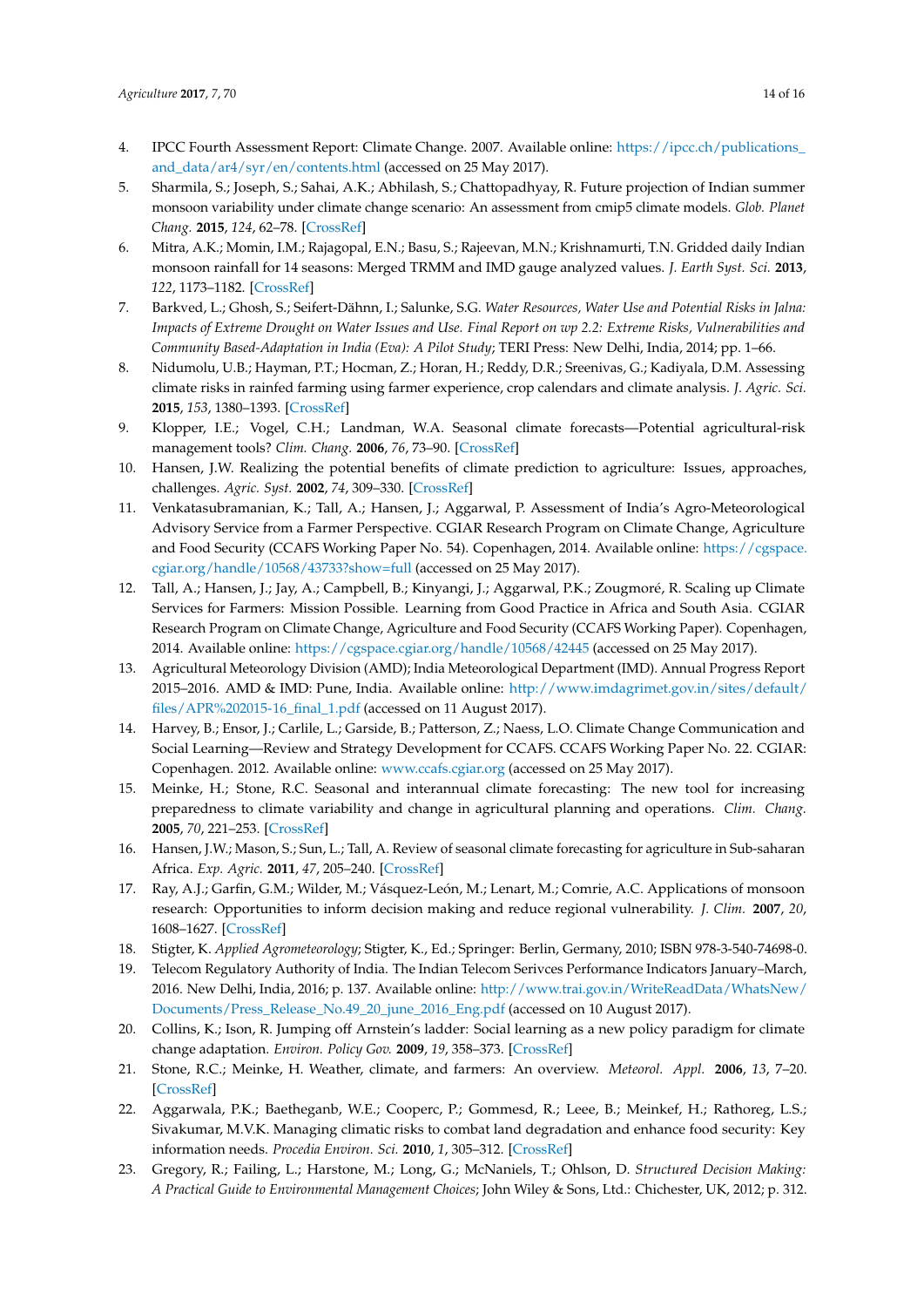4. IPCC Fourth Assessment Report: Climate Change. 2007. Available online: https://ipcc.ch/publications_and_data/ar4/syr/en/contents.html (accessed on 25 May 2017).
5. Sharmila, S.; Joseph, S.; Sahai, A.K.; Abhilash, S.; Chattopadhyay, R. Future projection of Indian summer monsoon variability under climate change scenario: An assessment from cmip5 climate models. *Glob. Planet Chang.* **2015**, *124*, 62–78. [CrossRef]
6. Mitra, A.K.; Momin, I.M.; Rajagopal, E.N.; Basu, S.; Rajeevan, M.N.; Krishnamurti, T.N. Gridded daily Indian monsoon rainfall for 14 seasons: Merged TRMM and IMD gauge analyzed values. *J. Earth Syst. Sci.* **2013**, *122*, 1173–1182. [CrossRef]
7. Barkved, L.; Ghosh, S.; Seifert-Dähnn, I.; Salunke, S.G. *Water Resources, Water Use and Potential Risks in Jalna: Impacts of Extreme Drought on Water Issues and Use. Final Report on wp 2.2: Extreme Risks, Vulnerabilities and Community Based-Adaptation in India (Eva): A Pilot Study*; TERI Press: New Delhi, India, 2014; pp. 1–66.
8. Nidumolu, U.B.; Hayman, P.T.; Hocman, Z.; Horan, H.; Reddy, D.R.; Sreenivas, G.; Kadiyala, D.M. Assessing climate risks in rainfed farming using farmer experience, crop calendars and climate analysis. *J. Agric. Sci.* **2015**, *153*, 1380–1393. [CrossRef]
9. Klopper, I.E.; Vogel, C.H.; Landman, W.A. Seasonal climate forecasts—Potential agricultural-risk management tools? *Clim. Chang.* **2006**, *76*, 73–90. [CrossRef]
10. Hansen, J.W. Realizing the potential benefits of climate prediction to agriculture: Issues, approaches, challenges. *Agric. Syst.* **2002**, *74*, 309–330. [CrossRef]
11. Venkatasubramanian, K.; Tall, A.; Hansen, J.; Aggarwal, P. Assessment of India's Agro-Meteorological Advisory Service from a Farmer Perspective. CGIAR Research Program on Climate Change, Agriculture and Food Security (CCAFS Working Paper No. 54). Copenhagen, 2014. Available online: https://cgspace.cgiar.org/handle/10568/43733?show=full (accessed on 25 May 2017).
12. Tall, A.; Hansen, J.; Jay, A.; Campbell, B.; Kinyangi, J.; Aggarwal, P.K.; Zougmoré, R. Scaling up Climate Services for Farmers: Mission Possible. Learning from Good Practice in Africa and South Asia. CGIAR Research Program on Climate Change, Agriculture and Food Security (CCAFS Working Paper). Copenhagen, 2014. Available online: https://cgspace.cgiar.org/handle/10568/42445 (accessed on 25 May 2017).
13. Agricultural Meteorology Division (AMD); India Meteorological Department (IMD). Annual Progress Report 2015–2016. AMD & IMD: Pune, India. Available online: http://www.imdagrimet.gov.in/sites/default/files/APR%202015-16_final_1.pdf (accessed on 11 August 2017).
14. Harvey, B.; Ensor, J.; Carlile, L.; Garside, B.; Patterson, Z.; Naess, L.O. Climate Change Communication and Social Learning—Review and Strategy Development for CCAFS. CCAFS Working Paper No. 22. CGIAR: Copenhagen. 2012. Available online: www.ccafs.cgiar.org (accessed on 25 May 2017).
15. Meinke, H.; Stone, R.C. Seasonal and interannual climate forecasting: The new tool for increasing preparedness to climate variability and change in agricultural planning and operations. *Clim. Chang.* **2005**, *70*, 221–253. [CrossRef]
16. Hansen, J.W.; Mason, S.; Sun, L.; Tall, A. Review of seasonal climate forecasting for agriculture in Sub-saharan Africa. *Exp. Agric.* **2011**, *47*, 205–240. [CrossRef]
17. Ray, A.J.; Garfin, G.M.; Wilder, M.; Vásquez-León, M.; Lenart, M.; Comrie, A.C. Applications of monsoon research: Opportunities to inform decision making and reduce regional vulnerability. *J. Clim.* **2007**, *20*, 1608–1627. [CrossRef]
18. Stigter, K. *Applied Agrometeorology*; Stigter, K., Ed.; Springer: Berlin, Germany, 2010; ISBN 978-3-540-74698-0.
19. Telecom Regulatory Authority of India. The Indian Telecom Serivces Performance Indicators January–March, 2016. New Delhi, India, 2016; p. 137. Available online: http://www.trai.gov.in/WriteReadData/WhatsNew/Documents/Press_Release_No.49_20_june_2016_Eng.pdf (accessed on 10 August 2017).
20. Collins, K.; Ison, R. Jumping off Arnstein's ladder: Social learning as a new policy paradigm for climate change adaptation. *Environ. Policy Gov.* **2009**, *19*, 358–373. [CrossRef]
21. Stone, R.C.; Meinke, H. Weather, climate, and farmers: An overview. *Meteorol. Appl.* **2006**, *13*, 7–20. [CrossRef]
22. Aggarwala, P.K.; Baetheganb, W.E.; Cooperc, P.; Gommesd, R.; Leee, B.; Meinkef, H.; Rathoreg, L.S.; Sivakumar, M.V.K. Managing climatic risks to combat land degradation and enhance food security: Key information needs. *Procedia Environ. Sci.* **2010**, *1*, 305–312. [CrossRef]
23. Gregory, R.; Failing, L.; Harstone, M.; Long, G.; McNaniels, T.; Ohlson, D. *Structured Decision Making: A Practical Guide to Environmental Management Choices*; John Wiley & Sons, Ltd.: Chichester, UK, 2012; p. 312.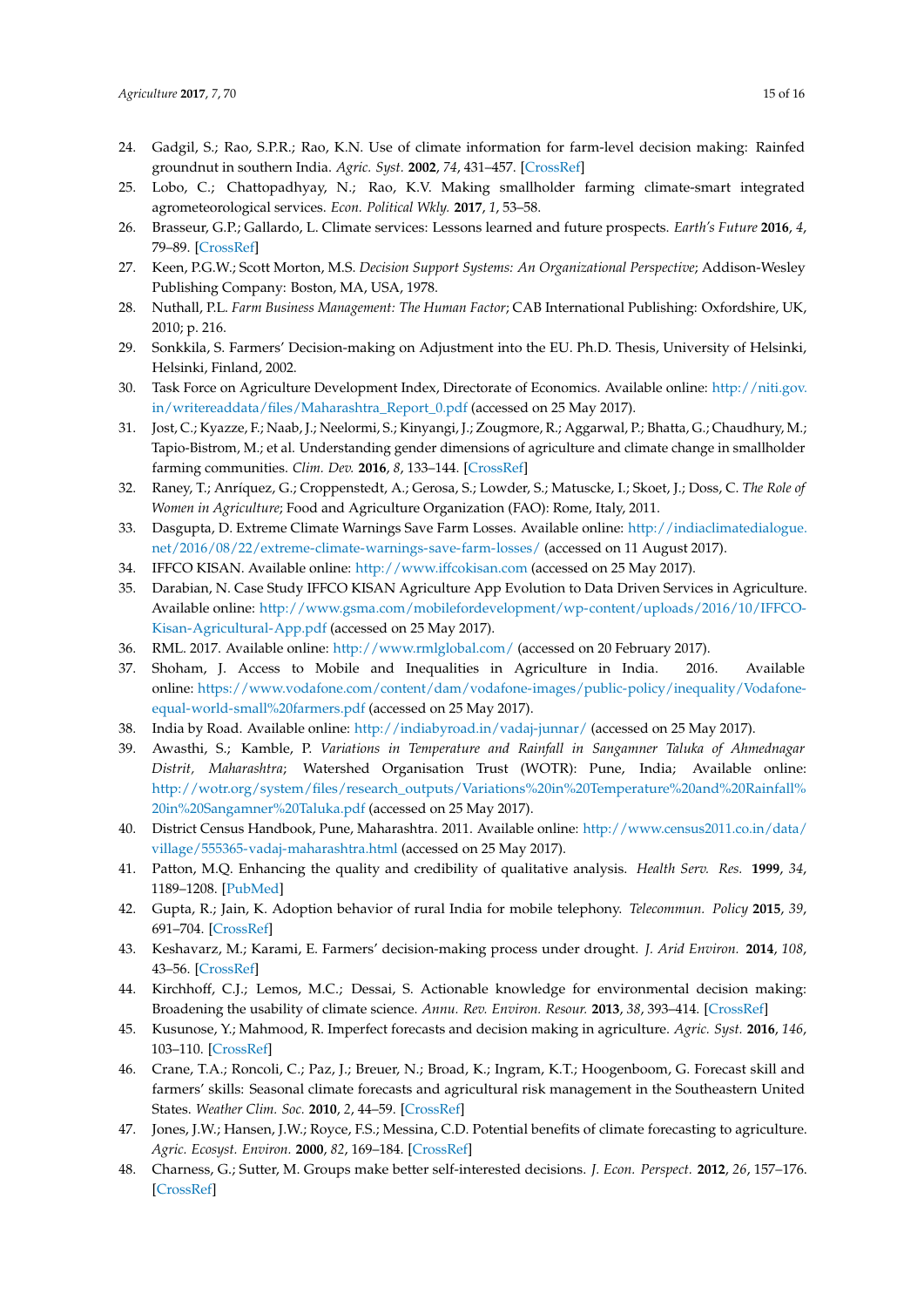24. Gadgil, S.; Rao, S.P.R.; Rao, K.N. Use of climate information for farm-level decision making: Rainfed groundnut in southern India. *Agric. Syst.* **2002**, *74*, 431–457. [CrossRef]
25. Lobo, C.; Chattopadhyay, N.; Rao, K.V. Making smallholder farming climate-smart integrated agrometeorological services. *Econ. Political Wkly.* **2017**, *1*, 53–58.
26. Brasseur, G.P.; Gallardo, L. Climate services: Lessons learned and future prospects. *Earth's Future* **2016**, *4*, 79–89. [CrossRef]
27. Keen, P.G.W.; Scott Morton, M.S. *Decision Support Systems: An Organizational Perspective*; Addison-Wesley Publishing Company: Boston, MA, USA, 1978.
28. Nuthall, P.L. *Farm Business Management: The Human Factor*; CAB International Publishing: Oxfordshire, UK, 2010; p. 216.
29. Sonkkila, S. Farmers' Decision-making on Adjustment into the EU. Ph.D. Thesis, University of Helsinki, Helsinki, Finland, 2002.
30. Task Force on Agriculture Development Index, Directorate of Economics. Available online: http://niti.gov.in/writereaddata/files/Maharashtra_Report_0.pdf (accessed on 25 May 2017).
31. Jost, C.; Kyazze, F.; Naab, J.; Neelormi, S.; Kinyangi, J.; Zougmore, R.; Aggarwal, P.; Bhatta, G.; Chaudhury, M.; Tapio-Bistrom, M.; et al. Understanding gender dimensions of agriculture and climate change in smallholder farming communities. *Clim. Dev.* **2016**, *8*, 133–144. [CrossRef]
32. Raney, T.; Anríquez, G.; Croppenstedt, A.; Gerosa, S.; Lowder, S.; Matuscke, I.; Skoet, J.; Doss, C. *The Role of Women in Agriculture*; Food and Agriculture Organization (FAO): Rome, Italy, 2011.
33. Dasgupta, D. Extreme Climate Warnings Save Farm Losses. Available online: http://indiaclimatedialogue.net/2016/08/22/extreme-climate-warnings-save-farm-losses/ (accessed on 11 August 2017).
34. IFFCO KISAN. Available online: http://www.iffcokisan.com (accessed on 25 May 2017).
35. Darabian, N. Case Study IFFCO KISAN Agriculture App Evolution to Data Driven Services in Agriculture. Available online: http://www.gsma.com/mobilefordevelopment/wp-content/uploads/2016/10/IFFCO-Kisan-Agricultural-App.pdf (accessed on 25 May 2017).
36. RML. 2017. Available online: http://www.rmlglobal.com/ (accessed on 20 February 2017).
37. Shoham, J. Access to Mobile and Inequalities in Agriculture in India. 2016. Available online: https://www.vodafone.com/content/dam/vodafone-images/public-policy/inequality/Vodafone-equal-world-small%20farmers.pdf (accessed on 25 May 2017).
38. India by Road. Available online: http://indiabyroad.in/vadaj-junnar/ (accessed on 25 May 2017).
39. Awasthi, S.; Kamble, P. *Variations in Temperature and Rainfall in Sangamner Taluka of Ahmednagar Distrit, Maharashtra*; Watershed Organisation Trust (WOTR): Pune, India; Available online: http://wotr.org/system/files/research_outputs/Variations%20in%20Temperature%20and%20Rainfall%20in%20Sangamner%20Taluka.pdf (accessed on 25 May 2017).
40. District Census Handbook, Pune, Maharashtra. 2011. Available online: http://www.census2011.co.in/data/village/555365-vadaj-maharashtra.html (accessed on 25 May 2017).
41. Patton, M.Q. Enhancing the quality and credibility of qualitative analysis. *Health Serv. Res.* **1999**, *34*, 1189–1208. [PubMed]
42. Gupta, R.; Jain, K. Adoption behavior of rural India for mobile telephony. *Telecommun. Policy* **2015**, *39*, 691–704. [CrossRef]
43. Keshavarz, M.; Karami, E. Farmers' decision-making process under drought. *J. Arid Environ.* **2014**, *108*, 43–56. [CrossRef]
44. Kirchhoff, C.J.; Lemos, M.C.; Dessai, S. Actionable knowledge for environmental decision making: Broadening the usability of climate science. *Annu. Rev. Environ. Resour.* **2013**, *38*, 393–414. [CrossRef]
45. Kusunose, Y.; Mahmood, R. Imperfect forecasts and decision making in agriculture. *Agric. Syst.* **2016**, *146*, 103–110. [CrossRef]
46. Crane, T.A.; Roncoli, C.; Paz, J.; Breuer, N.; Broad, K.; Ingram, K.T.; Hoogenboom, G. Forecast skill and farmers' skills: Seasonal climate forecasts and agricultural risk management in the Southeastern United States. *Weather Clim. Soc.* **2010**, *2*, 44–59. [CrossRef]
47. Jones, J.W.; Hansen, J.W.; Royce, F.S.; Messina, C.D. Potential benefits of climate forecasting to agriculture. *Agric. Ecosyst. Environ.* **2000**, *82*, 169–184. [CrossRef]
48. Charness, G.; Sutter, M. Groups make better self-interested decisions. *J. Econ. Perspect.* **2012**, *26*, 157–176. [CrossRef]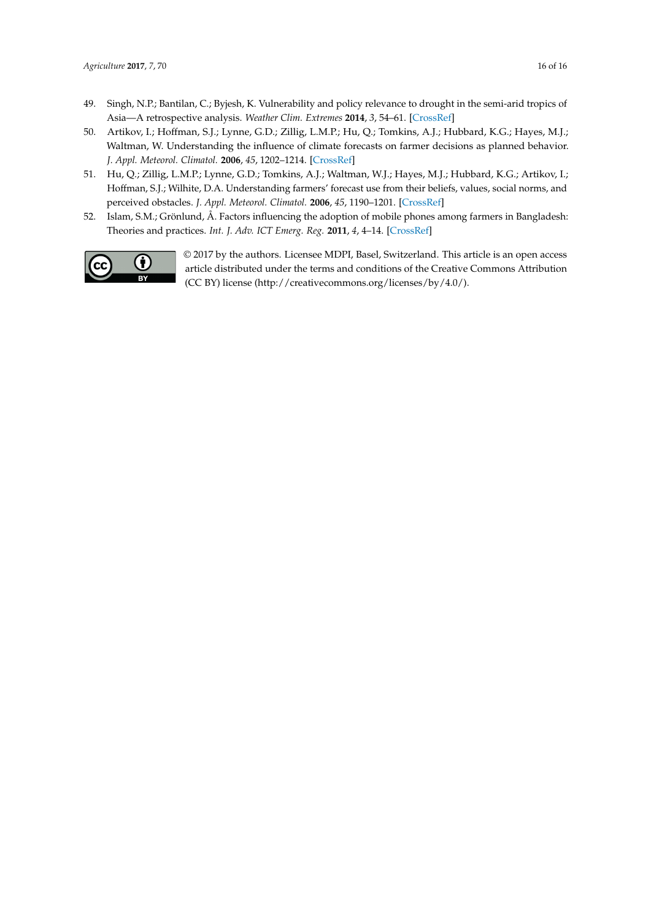49. Singh, N.P.; Bantilan, C.; Byjesh, K. Vulnerability and policy relevance to drought in the semi-arid tropics of Asia—A retrospective analysis. *Weather Clim. Extremes* **2014**, *3*, 54–61. [CrossRef]
50. Artikov, I.; Hoffman, S.J.; Lynne, G.D.; Zillig, L.M.P.; Hu, Q.; Tomkins, A.J.; Hubbard, K.G.; Hayes, M.J.; Waltman, W. Understanding the influence of climate forecasts on farmer decisions as planned behavior. *J. Appl. Meteorol. Climatol.* **2006**, *45*, 1202–1214. [CrossRef]
51. Hu, Q.; Zillig, L.M.P.; Lynne, G.D.; Tomkins, A.J.; Waltman, W.J.; Hayes, M.J.; Hubbard, K.G.; Artikov, I.; Hoffman, S.J.; Wilhite, D.A. Understanding farmers' forecast use from their beliefs, values, social norms, and perceived obstacles. *J. Appl. Meteorol. Climatol.* **2006**, *45*, 1190–1201. [CrossRef]
52. Islam, S.M.; Grönlund, Å. Factors influencing the adoption of mobile phones among farmers in Bangladesh: Theories and practices. *Int. J. Adv. ICT Emerg. Reg.* **2011**, *4*, 4–14. [CrossRef]

© 2017 by the authors. Licensee MDPI, Basel, Switzerland. This article is an open access article distributed under the terms and conditions of the Creative Commons Attribution (CC BY) license (http://creativecommons.org/licenses/by/4.0/).